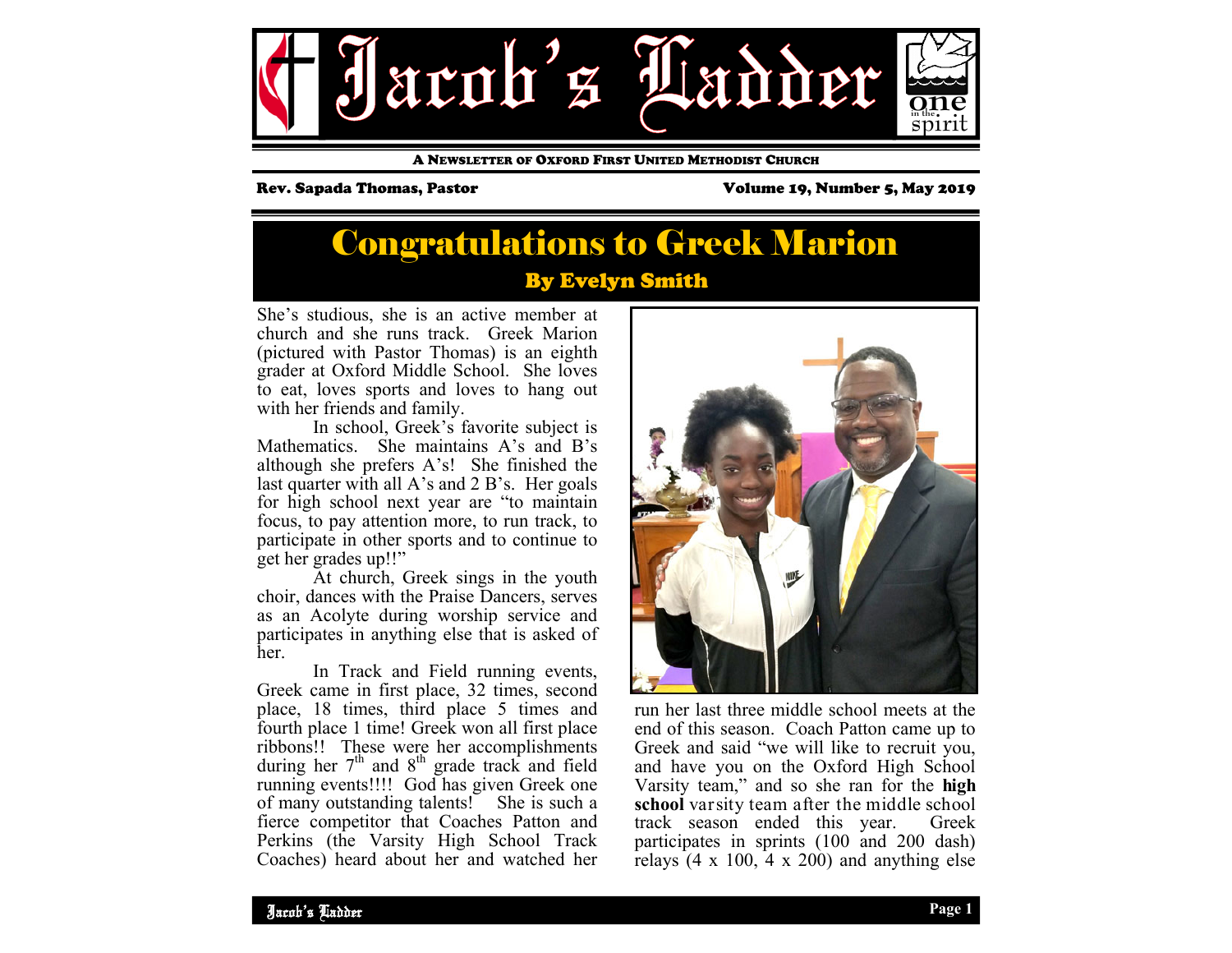# Jacob's Ladder

A Newsletter of Oxford First United Methodist Church

Rev. Sapada Thomas, Pastor

Volume 19, Number 5, May 2019

## Congratulations to Greek Marion

### By Evelyn Smith

She's studious, she is an active member at church and she runs track. Greek Marion (pictured with Pastor Thomas) is an eighth grader at Oxford Middle School. She loves to eat, loves sports and loves to hang out with her friends and family.

In school, Greek's favorite subject is Mathematics. She maintains A's and B's although she prefers A's! She finished the last quarter with all A's and 2 B's. Her goals for high school next year are "to maintain focus, to pay attention more, to run track, to participate in other sports and to continue to get her grades up!!"

At church, Greek sings in the youth choir, dances with the Praise Dancers, serves as an Acolyte during worship service and participates in anything else that is asked of her.

In Track and Field running events, Greek came in first place, 32 times, second place, 18 times, third place 5 times and fourth place 1 time! Greek won all first place ribbons!! These were her accomplishments during her 7th and 8th grade track and field running events!!!! God has given Greek one of many outstanding talents! She is such a fierce competitor that Coaches Patton and Perkins (the Varsity High School Track Coaches) heard about her and watched her run her last three middle school meets at the end of this season. Coach Patton came up to Greek and said "we will like to recruit you, and have you on the Oxford High School Varsity team," and so she ran for the **high school** varsity team after the middle school track season ended this year. Greek participates in sprints (100 and 200 dash) relays (4 x 100, 4 x 200) and anything else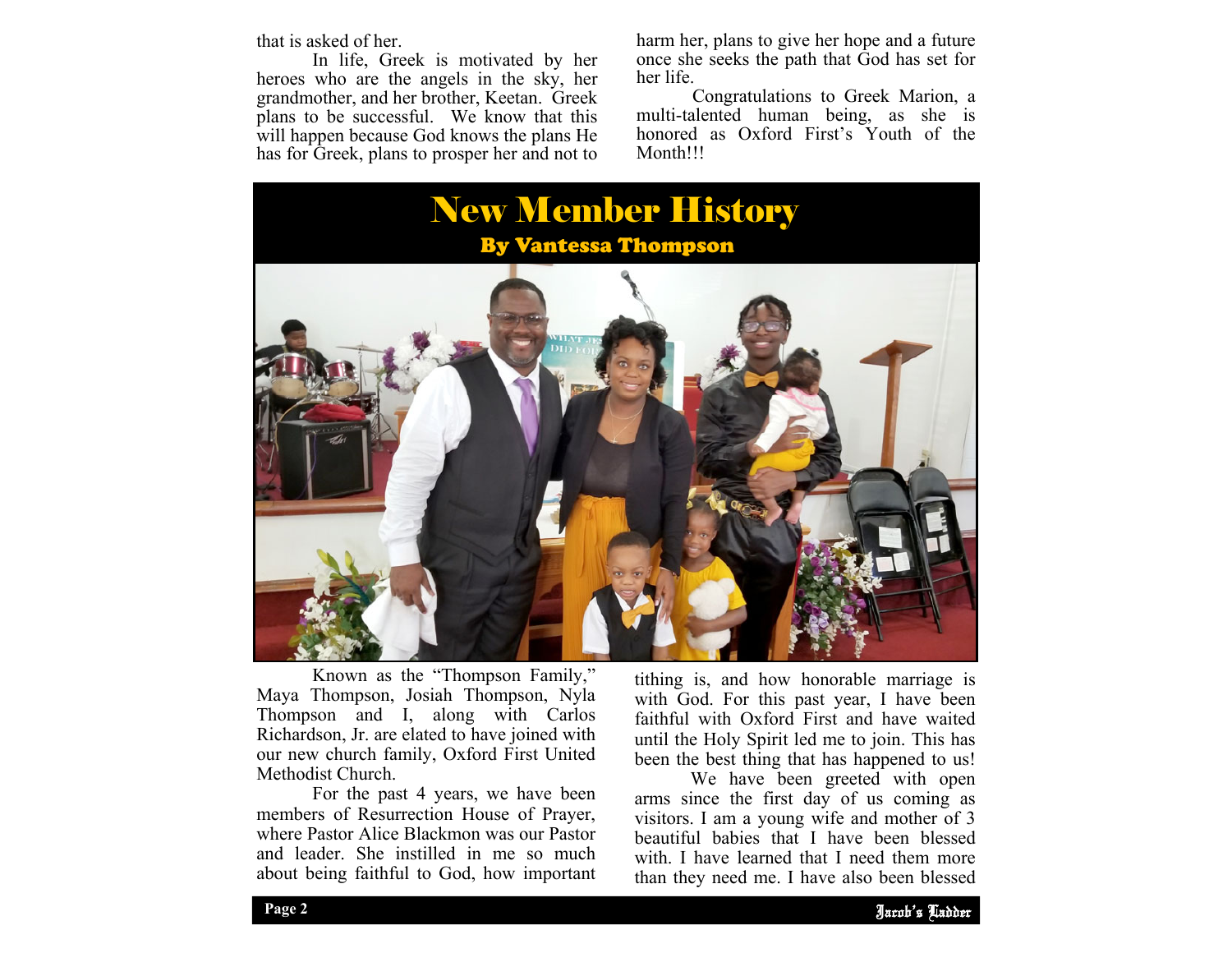that is asked of her.

In life, Greek is motivated by her heroes who are the angels in the sky, her grandmother, and her brother, Keetan. Greek plans to be successful. We know that this will happen because God knows the plans He has for Greek, plans to prosper her and not to harm her, plans to give her hope and a future once she seeks the path that God has set for her life.

Congratulations to Greek Marion, a multi-talented human being, as she is honored as Oxford First's Youth of the Month!!!

# New Member History

## By Vantessa Thompson

Known as the "Thompson Family," Maya Thompson, Josiah Thompson, Nyla Thompson and I, along with Carlos Richardson, Jr. are elated to have joined with our new church family, Oxford First United Methodist Church.

For the past 4 years, we have been members of Resurrection House of Prayer, where Pastor Alice Blackmon was our Pastor and leader. She instilled in me so much about being faithful to God, how important tithing is, and how honorable marriage is with God. For this past year, I have been faithful with Oxford First and have waited until the Holy Spirit led me to join. This has been the best thing that has happened to us!

We have been greeted with open arms since the first day of us coming as visitors. I am a young wife and mother of 3 beautiful babies that I have been blessed with. I have learned that I need them more than they need me. I have also been blessed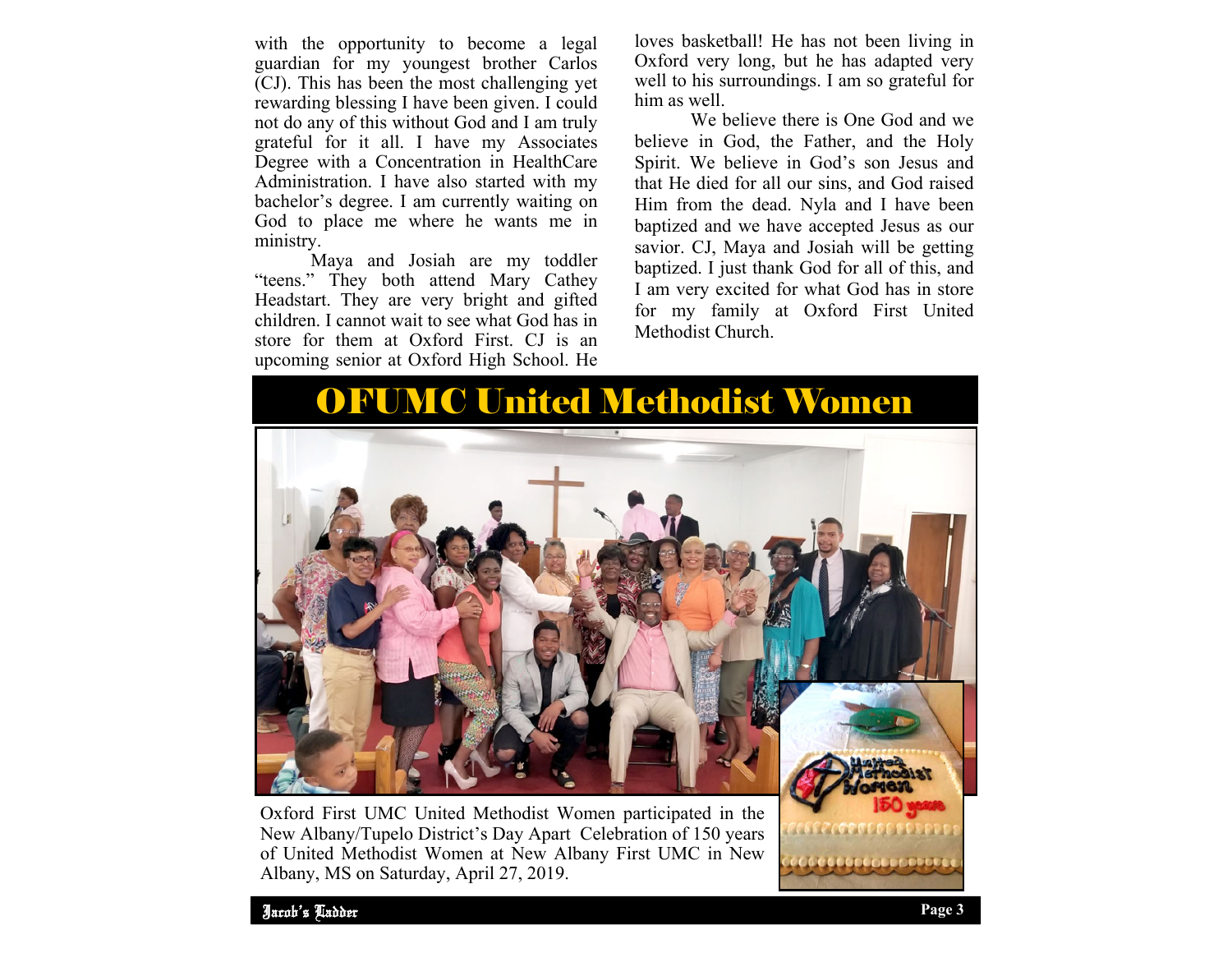with the opportunity to become a legal guardian for my youngest brother Carlos (CJ). This has been the most challenging yet rewarding blessing I have been given. I could not do any of this without God and I am truly grateful for it all. I have my Associates Degree with a Concentration in HealthCare Administration. I have also started with my bachelor's degree. I am currently waiting on God to place me where he wants me in ministry.

Maya and Josiah are my toddler "teens." They both attend Mary Cathey Headstart. They are very bright and gifted children. I cannot wait to see what God has in store for them at Oxford First. CJ is an upcoming senior at Oxford High School. He loves basketball! He has not been living in Oxford very long, but he has adapted very well to his surroundings. I am so grateful for him as well.

We believe there is One God and we believe in God, the Father, and the Holy Spirit. We believe in God's son Jesus and that He died for all our sins, and God raised Him from the dead. Nyla and I have been baptized and we have accepted Jesus as our savior. CJ, Maya and Josiah will be getting baptized. I just thank God for all of this, and I am very excited for what God has in store for my family at Oxford First United Methodist Church.

# OFUMC United Methodist Women

Oxford First UMC United Methodist Women participated in the New Albany/Tupelo District's Day Apart Celebration of 150 years of United Methodist Women at New Albany First UMC in New Albany, MS on Saturday, April 27, 2019.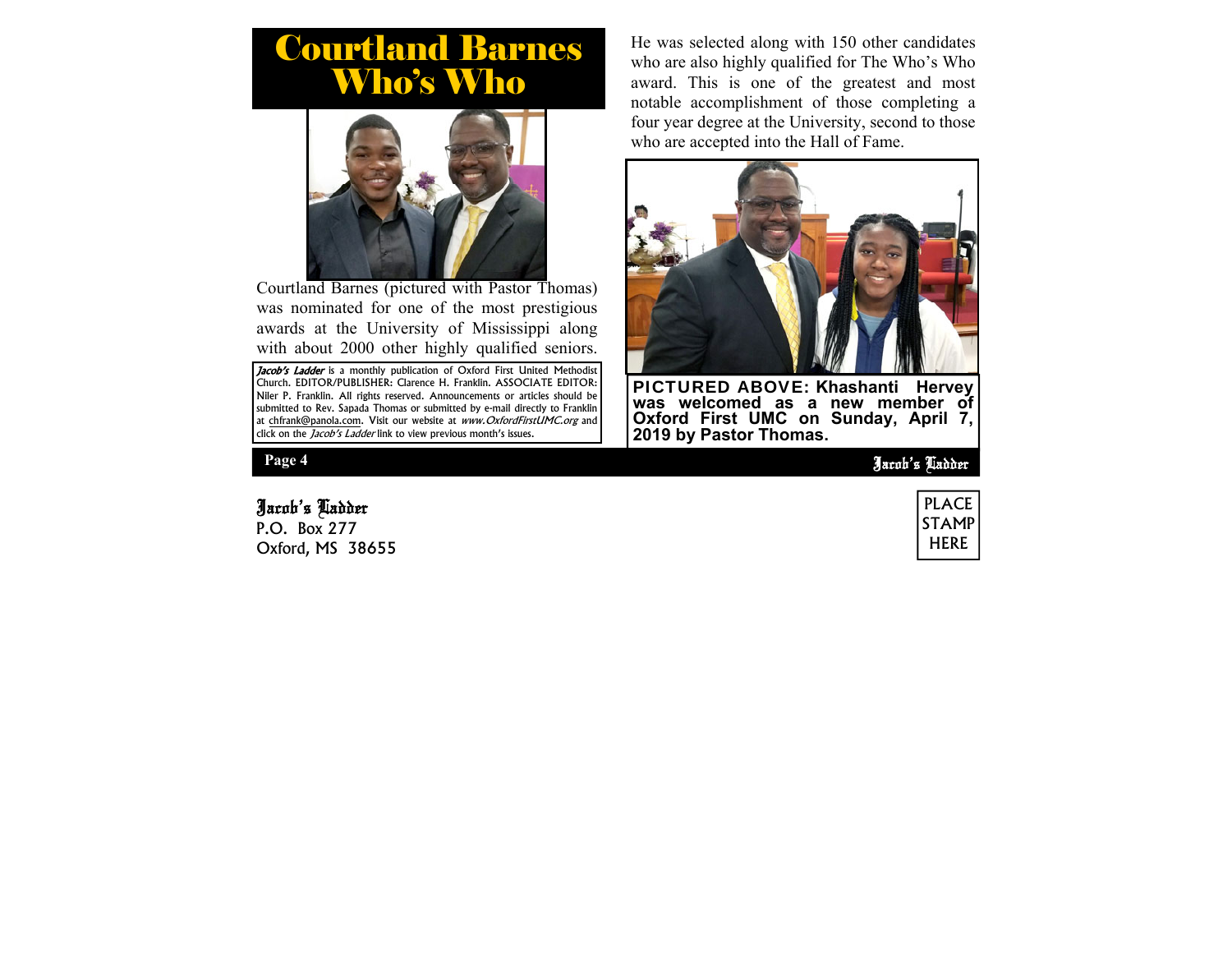# Courtland Barnes Who's Who

Courtland Barnes (pictured with Pastor Thomas) was nominated for one of the most prestigious awards at the University of Mississippi along with about 2000 other highly qualified seniors. He was selected along with 150 other candidates who are also highly qualified for The Who's Who award. This is one of the greatest and most notable accomplishment of those completing a four year degree at the University, second to those who are accepted into the Hall of Fame.

*Jacob's Ladder* is a monthly publication of Oxford First United Methodist Church. EDITOR/PUBLISHER: Clarence H. Franklin. ASSOCIATE EDITOR: Niler P. Franklin. All rights reserved. Announcements or articles should be submitted to Rev. Sapada Thomas or submitted by e-mail directly to Franklin at chfrank@panola.com. Visit our website at *www.OxfordFirstUMC.org* and click on the *Jacob's Ladder* link to view previous month's issues.

**PICTURED ABOVE: Khashanti Hervey was welcomed as a new member of Oxford First UMC on Sunday, April 7, 2019 by Pastor Thomas.**

Jacob's Ladder
P.O. Box 277
Oxford, MS 38655

PLACE STAMP HERE